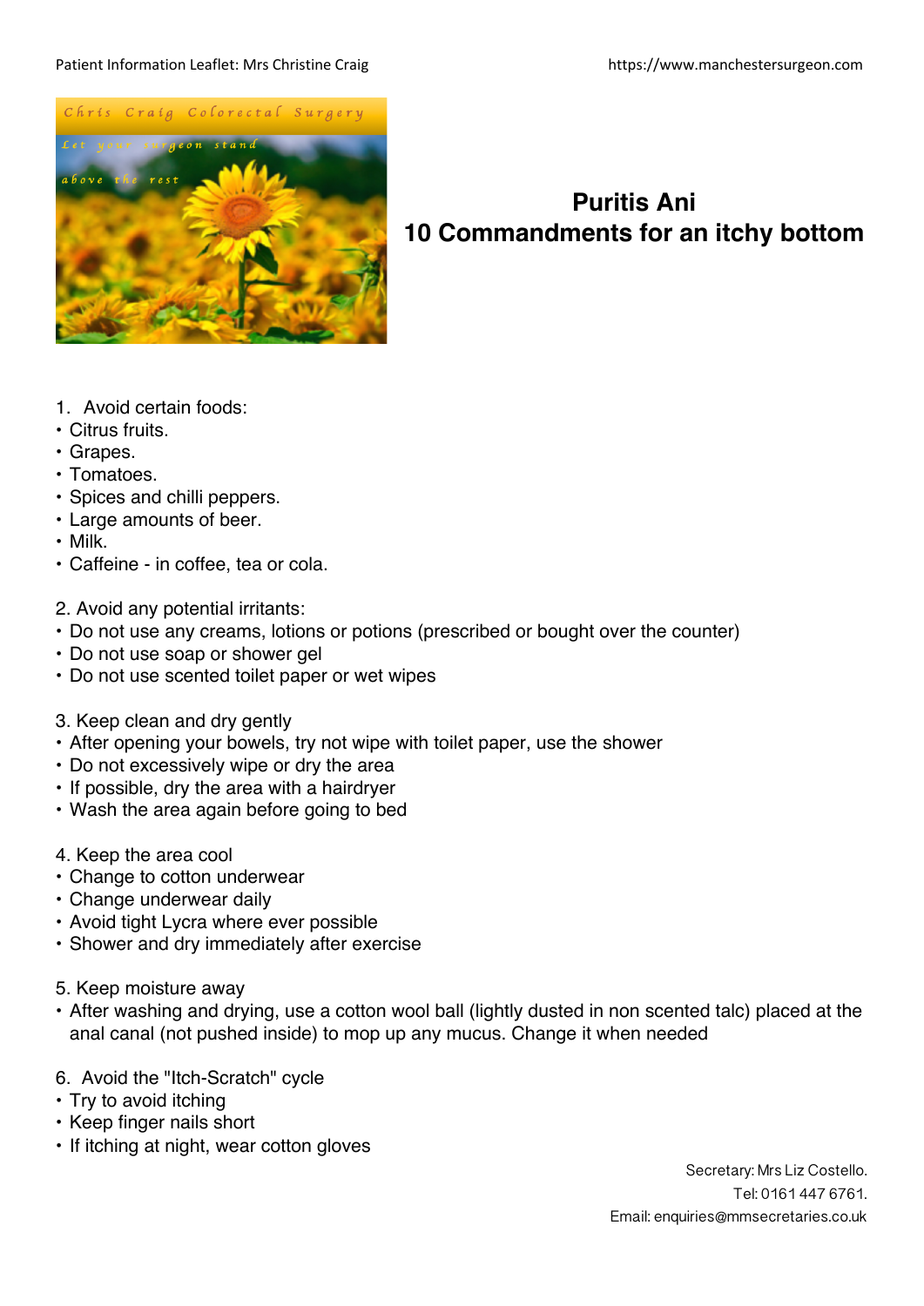# Puritis Ani
# 10 Commandments for an itchy bottom

1. Avoid certain foods:
- Citrus fruits.
- Grapes.
- Tomatoes.
- Spices and chilli peppers.
- Large amounts of beer.
- Milk.
- Caffeine - in coffee, tea or cola.

2. Avoid any potential irritants:
- Do not use any creams, lotions or potions (prescribed or bought over the counter)
- Do not use soap or shower gel
- Do not use scented toilet paper or wet wipes

3. Keep clean and dry gently
- After opening your bowels, try not wipe with toilet paper, use the shower
- Do not excessively wipe or dry the area
- If possible, dry the area with a hairdryer
- Wash the area again before going to bed

4. Keep the area cool
- Change to cotton underwear
- Change underwear daily
- Avoid tight Lycra where ever possible
- Shower and dry immediately after exercise

5. Keep moisture away
- After washing and drying, use a cotton wool ball (lightly dusted in non scented talc) placed at the anal canal (not pushed inside) to mop up any mucus. Change it when needed

6. Avoid the "Itch-Scratch" cycle
- Try to avoid itching
- Keep finger nails short
- If itching at night, wear cotton gloves

Secretary: Mrs Liz Costello.
Tel: 0161 447 6761.
Email: enquiries@mmsecretaries.co.uk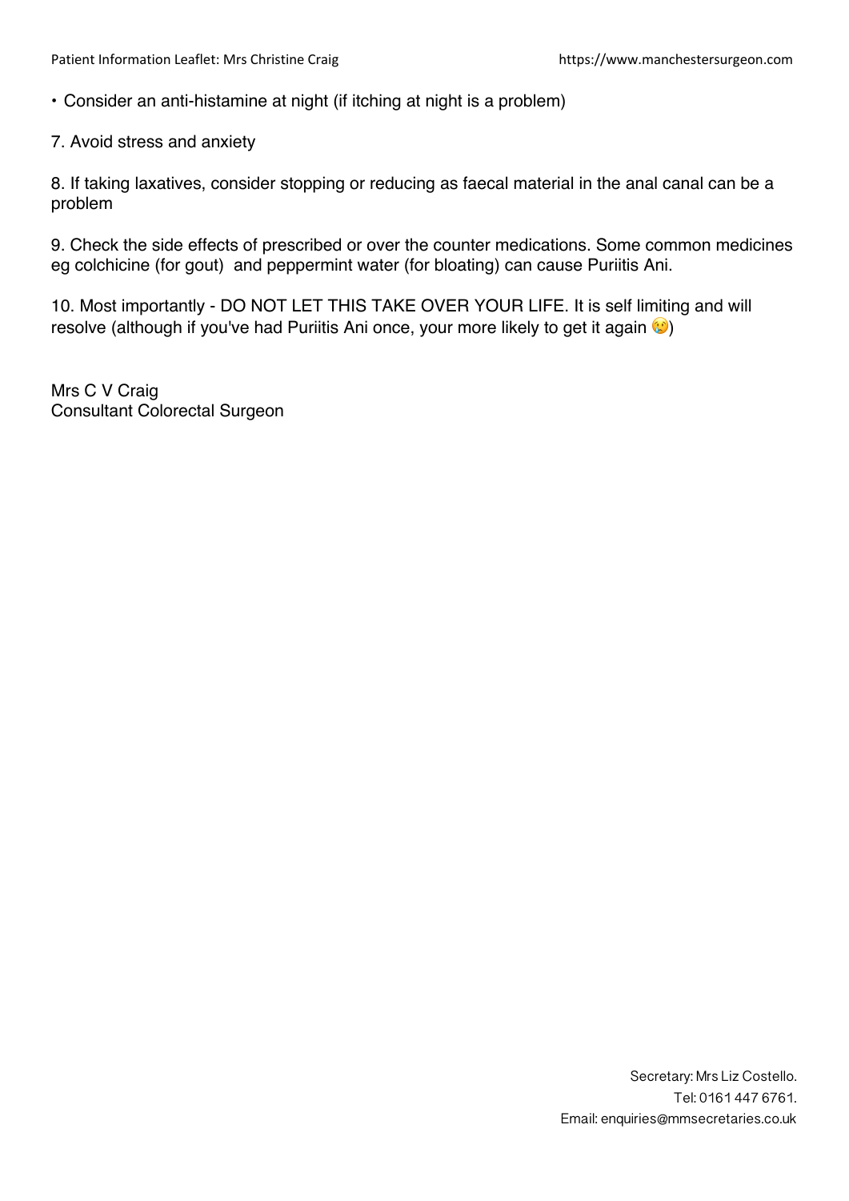• Consider an anti-histamine at night (if itching at night is a problem)

7. Avoid stress and anxiety

8. If taking laxatives, consider stopping or reducing as faecal material in the anal canal can be a problem

9. Check the side effects of prescribed or over the counter medications. Some common medicines eg colchicine (for gout) and peppermint water (for bloating) can cause Puriitis Ani.

10. Most importantly - DO NOT LET THIS TAKE OVER YOUR LIFE. It is self limiting and will resolve (although if you've had Puriitis Ani once, your more likely to get it again 😢)

Mrs C V Craig
Consultant Colorectal Surgeon

Secretary: Mrs Liz Costello.
Tel: 0161 447 6761.
Email: enquiries@mmsecretaries.co.uk